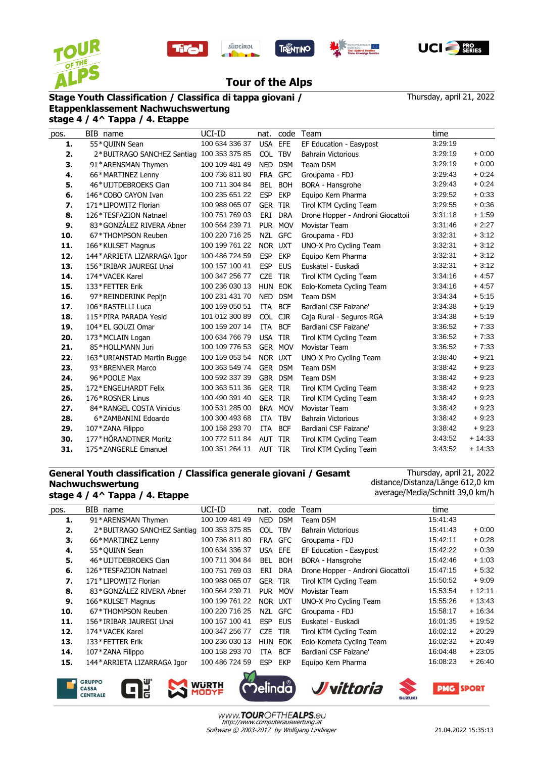# Tour of the Alps

**Stage Youth Classification / Classifica di tappa giovani / Etappenklassement Nachwuchswertung**
**stage 4 / 4^ Tappa / 4. Etappe**

Thursday, april 21, 2022

| pos. | BIB | name | UCI-ID | nat. | code | Team | time | |
|---|---|---|---|---|---|---|---|---|
| 1. | 55 | *QUINN Sean | 100 634 336 37 | USA | EFE | EF Education - Easypost | 3:29:19 | |
| 2. | 2 | *BUITRAGO SANCHEZ Santiag | 100 353 375 85 | COL | TBV | Bahrain Victorious | 3:29:19 | + 0:00 |
| 3. | 91 | *ARENSMAN Thymen | 100 109 481 49 | NED | DSM | Team DSM | 3:29:19 | + 0:00 |
| 4. | 66 | *MARTINEZ Lenny | 100 736 811 80 | FRA | GFC | Groupama - FDJ | 3:29:43 | + 0:24 |
| 5. | 46 | *UIJTDEBROEKS Cian | 100 711 304 84 | BEL | BOH | BORA - Hansgrohe | 3:29:43 | + 0:24 |
| 6. | 146 | *COBO CAYON Ivan | 100 235 651 22 | ESP | EKP | Equipo Kern Pharma | 3:29:52 | + 0:33 |
| 7. | 171 | *LIPOWITZ Florian | 100 988 065 07 | GER | TIR | Tirol KTM Cycling Team | 3:29:55 | + 0:36 |
| 8. | 126 | *TESFAZION Natnael | 100 751 769 03 | ERI | DRA | Drone Hopper - Androni Giocattoli | 3:31:18 | + 1:59 |
| 9. | 83 | *GONZÁLEZ RIVERA Abner | 100 564 239 71 | PUR | MOV | Movistar Team | 3:31:46 | + 2:27 |
| 10. | 67 | *THOMPSON Reuben | 100 220 716 25 | NZL | GFC | Groupama - FDJ | 3:32:31 | + 3:12 |
| 11. | 166 | *KULSET Magnus | 100 199 761 22 | NOR | UXT | UNO-X Pro Cycling Team | 3:32:31 | + 3:12 |
| 12. | 144 | *ARRIETA LIZARRAGA Igor | 100 486 724 59 | ESP | EKP | Equipo Kern Pharma | 3:32:31 | + 3:12 |
| 13. | 156 | *IRIBAR JAUREGI Unai | 100 157 100 41 | ESP | EUS | Euskatel - Euskadi | 3:32:31 | + 3:12 |
| 14. | 174 | *VACEK Karel | 100 347 256 77 | CZE | TIR | Tirol KTM Cycling Team | 3:34:16 | + 4:57 |
| 15. | 133 | *FETTER Erik | 100 236 030 13 | HUN | EOK | Eolo-Kometa Cycling Team | 3:34:16 | + 4:57 |
| 16. | 97 | *REINDERINK Pepijn | 100 231 431 70 | NED | DSM | Team DSM | 3:34:34 | + 5:15 |
| 17. | 106 | *RASTELLI Luca | 100 159 050 51 | ITA | BCF | Bardiani CSF Faizane' | 3:34:38 | + 5:19 |
| 18. | 115 | *PIRA PARADA Yesid | 101 012 300 89 | COL | CJR | Caja Rural - Seguros RGA | 3:34:38 | + 5:19 |
| 19. | 104 | *EL GOUZI Omar | 100 159 207 14 | ITA | BCF | Bardiani CSF Faizane' | 3:36:52 | + 7:33 |
| 20. | 173 | *MCLAIN Logan | 100 634 766 79 | USA | TIR | Tirol KTM Cycling Team | 3:36:52 | + 7:33 |
| 21. | 85 | *HOLLMANN Juri | 100 109 776 53 | GER | MOV | Movistar Team | 3:36:52 | + 7:33 |
| 22. | 163 | *URIANSTAD Martin Bugge | 100 159 053 54 | NOR | UXT | UNO-X Pro Cycling Team | 3:38:40 | + 9:21 |
| 23. | 93 | *BRENNER Marco | 100 363 549 74 | GER | DSM | Team DSM | 3:38:42 | + 9:23 |
| 24. | 96 | *POOLE Max | 100 592 337 39 | GBR | DSM | Team DSM | 3:38:42 | + 9:23 |
| 25. | 172 | *ENGELHARDT Felix | 100 363 511 36 | GER | TIR | Tirol KTM Cycling Team | 3:38:42 | + 9:23 |
| 26. | 176 | *ROSNER Linus | 100 490 391 40 | GER | TIR | Tirol KTM Cycling Team | 3:38:42 | + 9:23 |
| 27. | 84 | *RANGEL COSTA Vinicius | 100 531 285 00 | BRA | MOV | Movistar Team | 3:38:42 | + 9:23 |
| 28. | 6 | *ZAMBANINI Edoardo | 100 300 493 68 | ITA | TBV | Bahrain Victorious | 3:38:42 | + 9:23 |
| 29. | 107 | *ZANA Filippo | 100 158 293 70 | ITA | BCF | Bardiani CSF Faizane' | 3:38:42 | + 9:23 |
| 30. | 177 | *HÖRANDTNER Moritz | 100 772 511 84 | AUT | TIR | Tirol KTM Cycling Team | 3:43:52 | + 14:33 |
| 31. | 175 | *ZANGERLE Emanuel | 100 351 264 11 | AUT | TIR | Tirol KTM Cycling Team | 3:43:52 | + 14:33 |

**General Youth classification / Classifica generale giovani / Gesamt Nachwuchswertung**
**stage 4 / 4^ Tappa / 4. Etappe**

Thursday, april 21, 2022
distance/Distanza/Länge 612,0 km
average/Media/Schnitt 39,0 km/h

| pos. | BIB | name | UCI-ID | nat. | code | Team | time | |
|---|---|---|---|---|---|---|---|---|
| 1. | 91 | *ARENSMAN Thymen | 100 109 481 49 | NED | DSM | Team DSM | 15:41:43 | |
| 2. | 2 | *BUITRAGO SANCHEZ Santiag | 100 353 375 85 | COL | TBV | Bahrain Victorious | 15:41:43 | + 0:00 |
| 3. | 66 | *MARTINEZ Lenny | 100 736 811 80 | FRA | GFC | Groupama - FDJ | 15:42:11 | + 0:28 |
| 4. | 55 | *QUINN Sean | 100 634 336 37 | USA | EFE | EF Education - Easypost | 15:42:22 | + 0:39 |
| 5. | 46 | *UIJTDEBROEKS Cian | 100 711 304 84 | BEL | BOH | BORA - Hansgrohe | 15:42:46 | + 1:03 |
| 6. | 126 | *TESFAZION Natnael | 100 751 769 03 | ERI | DRA | Drone Hopper - Androni Giocattoli | 15:47:15 | + 5:32 |
| 7. | 171 | *LIPOWITZ Florian | 100 988 065 07 | GER | TIR | Tirol KTM Cycling Team | 15:50:52 | + 9:09 |
| 8. | 83 | *GONZÁLEZ RIVERA Abner | 100 564 239 71 | PUR | MOV | Movistar Team | 15:53:54 | + 12:11 |
| 9. | 166 | *KULSET Magnus | 100 199 761 22 | NOR | UXT | UNO-X Pro Cycling Team | 15:55:26 | + 13:43 |
| 10. | 67 | *THOMPSON Reuben | 100 220 716 25 | NZL | GFC | Groupama - FDJ | 15:58:17 | + 16:34 |
| 11. | 156 | *IRIBAR JAUREGI Unai | 100 157 100 41 | ESP | EUS | Euskatel - Euskadi | 16:01:35 | + 19:52 |
| 12. | 174 | *VACEK Karel | 100 347 256 77 | CZE | TIR | Tirol KTM Cycling Team | 16:02:12 | + 20:29 |
| 13. | 133 | *FETTER Erik | 100 236 030 13 | HUN | EOK | Eolo-Kometa Cycling Team | 16:02:32 | + 20:49 |
| 14. | 107 | *ZANA Filippo | 100 158 293 70 | ITA | BCF | Bardiani CSF Faizane' | 16:04:48 | + 23:05 |
| 15. | 144 | *ARRIETA LIZARRAGA Igor | 100 486 724 59 | ESP | EKP | Equipo Kern Pharma | 16:08:23 | + 26:40 |

www.TOUROFTHEALPS.eu
*http://www.computerauswertung.at*
*Software © 2003-2017 by Wolfgang Lindinger*

21.04.2022 15:35:13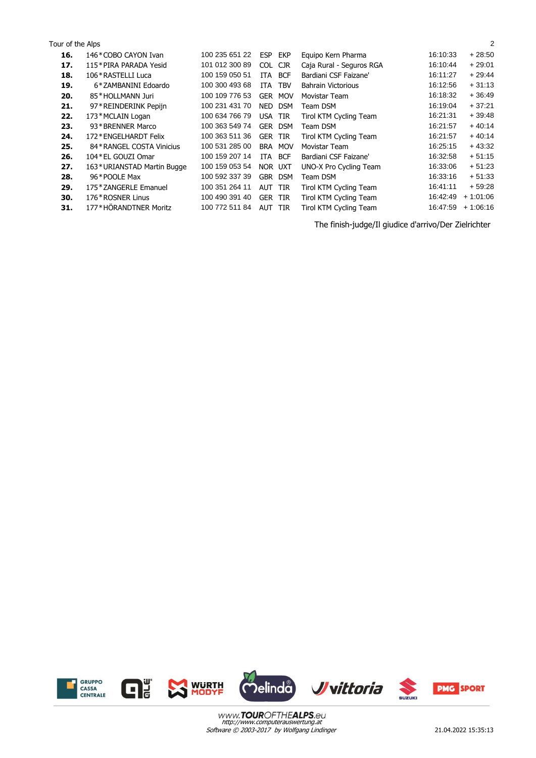| | | | | | | | |
|---|---|---|---|---|---|---|---|
| **16.** | 146*COBO CAYON Ivan | 100 235 651 22 | ESP | EKP | Equipo Kern Pharma | 16:10:33 | + 28:50 |
| **17.** | 115*PIRA PARADA Yesid | 101 012 300 89 | COL | CJR | Caja Rural - Seguros RGA | 16:10:44 | + 29:01 |
| **18.** | 106*RASTELLI Luca | 100 159 050 51 | ITA | BCF | Bardiani CSF Faizane' | 16:11:27 | + 29:44 |
| **19.** | 6*ZAMBANINI Edoardo | 100 300 493 68 | ITA | TBV | Bahrain Victorious | 16:12:56 | + 31:13 |
| **20.** | 85*HOLLMANN Juri | 100 109 776 53 | GER | MOV | Movistar Team | 16:18:32 | + 36:49 |
| **21.** | 97*REINDERINK Pepijn | 100 231 431 70 | NED | DSM | Team DSM | 16:19:04 | + 37:21 |
| **22.** | 173*MCLAIN Logan | 100 634 766 79 | USA | TIR | Tirol KTM Cycling Team | 16:21:31 | + 39:48 |
| **23.** | 93*BRENNER Marco | 100 363 549 74 | GER | DSM | Team DSM | 16:21:57 | + 40:14 |
| **24.** | 172*ENGELHARDT Felix | 100 363 511 36 | GER | TIR | Tirol KTM Cycling Team | 16:21:57 | + 40:14 |
| **25.** | 84*RANGEL COSTA Vinicius | 100 531 285 00 | BRA | MOV | Movistar Team | 16:25:15 | + 43:32 |
| **26.** | 104*EL GOUZI Omar | 100 159 207 14 | ITA | BCF | Bardiani CSF Faizane' | 16:32:58 | + 51:15 |
| **27.** | 163*URIANSTAD Martin Bugge | 100 159 053 54 | NOR | UXT | UNO-X Pro Cycling Team | 16:33:06 | + 51:23 |
| **28.** | 96*POOLE Max | 100 592 337 39 | GBR | DSM | Team DSM | 16:33:16 | + 51:33 |
| **29.** | 175*ZANGERLE Emanuel | 100 351 264 11 | AUT | TIR | Tirol KTM Cycling Team | 16:41:11 | + 59:28 |
| **30.** | 176*ROSNER Linus | 100 490 391 40 | GER | TIR | Tirol KTM Cycling Team | 16:42:49 | + 1:01:06 |
| **31.** | 177*HÖRANDTNER Moritz | 100 772 511 84 | AUT | TIR | Tirol KTM Cycling Team | 16:47:59 | + 1:06:16 |

The finish-judge/Il giudice d'arrivo/Der Zielrichter

GRUPPO CASSA CENTRALE · WÜRTH MODYF · Melinda · vittoria · SUZUKI · PMG SPORT

www.TOUROFTHEALPS.eu
http://www.computerauswertung.at
Software © 2003-2017 by Wolfgang Lindinger

21.04.2022 15:35:13